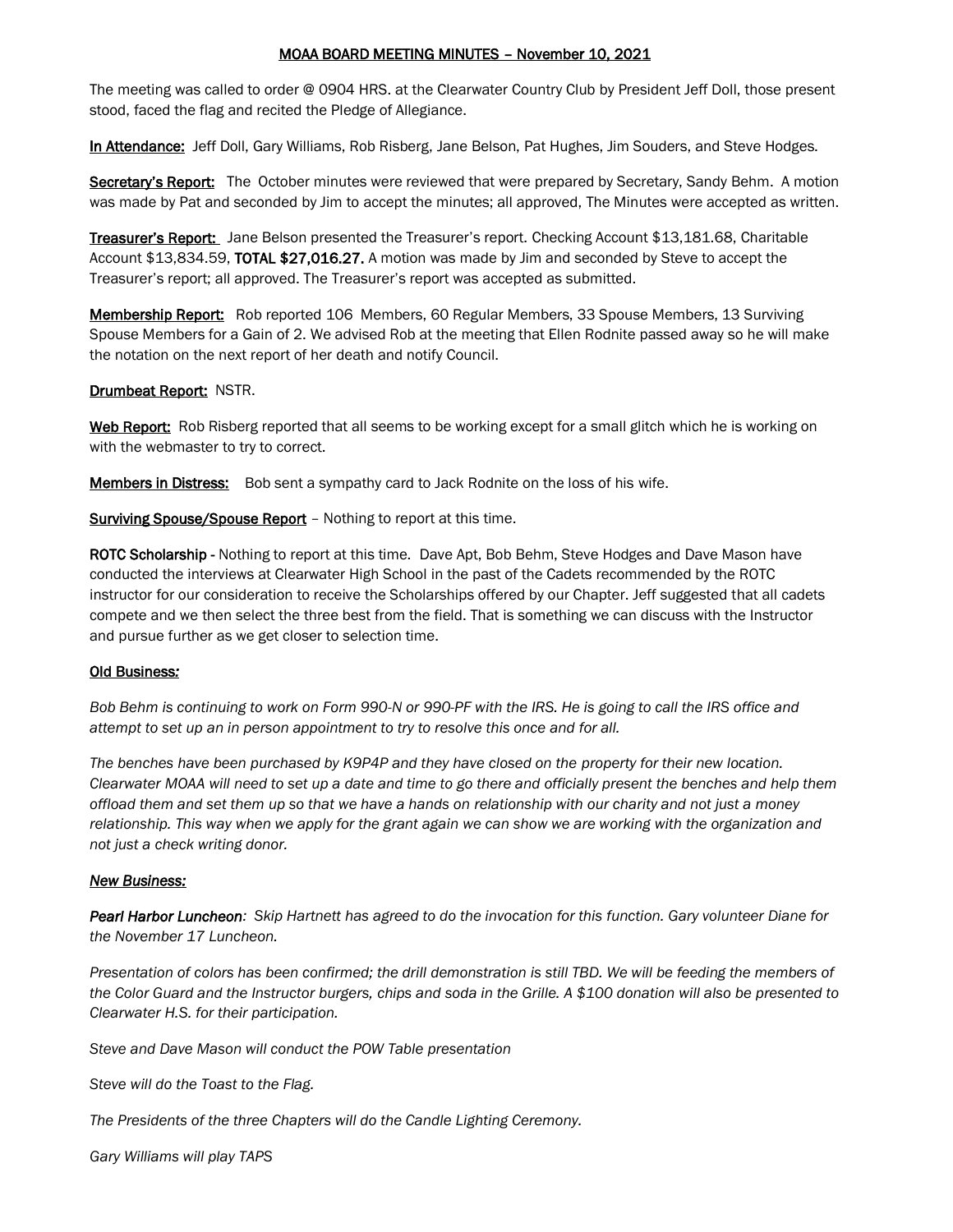## MOAA BOARD MEETING MINUTES – November 10, 2021

The meeting was called to order @ 0904 HRS. at the Clearwater Country Club by President Jeff Doll, those present stood, faced the flag and recited the Pledge of Allegiance.

**In Attendance:** Jeff Doll, Gary Williams, Rob Risberg, Jane Belson, Pat Hughes, Jim Souders, and Steve Hodges.

**Secretary's Report:** The October minutes were reviewed that were prepared by Secretary, Sandy Behm. A motion was made by Pat and seconded by Jim to accept the minutes; all approved, The Minutes were accepted as written.

**Treasurer's Report:** Jane Belson presented the Treasurer's report. Checking Account $13,181.68, Charitable Account $13,834.59, **TOTAL $27,016.27.** A motion was made by Jim and seconded by Steve to accept the Treasurer's report; all approved. The Treasurer's report was accepted as submitted.

**Membership Report:** Rob reported 106 Members, 60 Regular Members, 33 Spouse Members, 13 Surviving Spouse Members for a Gain of 2. We advised Rob at the meeting that Ellen Rodnite passed away so he will make the notation on the next report of her death and notify Council.

**Drumbeat Report:** NSTR.

**Web Report:** Rob Risberg reported that all seems to be working except for a small glitch which he is working on with the webmaster to try to correct.

**Members in Distress:** Bob sent a sympathy card to Jack Rodnite on the loss of his wife.

**Surviving Spouse/Spouse Report** – Nothing to report at this time.

**ROTC Scholarship -** Nothing to report at this time. Dave Apt, Bob Behm, Steve Hodges and Dave Mason have conducted the interviews at Clearwater High School in the past of the Cadets recommended by the ROTC instructor for our consideration to receive the Scholarships offered by our Chapter. Jeff suggested that all cadets compete and we then select the three best from the field. That is something we can discuss with the Instructor and pursue further as we get closer to selection time.

**Old Business:**

*Bob Behm is continuing to work on Form 990-N or 990-PF with the IRS. He is going to call the IRS office and attempt to set up an in person appointment to try to resolve this once and for all.*

*The benches have been purchased by K9P4P and they have closed on the property for their new location. Clearwater MOAA will need to set up a date and time to go there and officially present the benches and help them offload them and set them up so that we have a hands on relationship with our charity and not just a money relationship. This way when we apply for the grant again we can show we are working with the organization and not just a check writing donor.*

***New Business:***

***Pearl Harbor Luncheon****: Skip Hartnett has agreed to do the invocation for this function. Gary volunteer Diane for the November 17 Luncheon.*

*Presentation of colors has been confirmed; the drill demonstration is still TBD. We will be feeding the members of the Color Guard and the Instructor burgers, chips and soda in the Grille. A $100 donation will also be presented to Clearwater H.S. for their participation.*

*Steve and Dave Mason will conduct the POW Table presentation*

*Steve will do the Toast to the Flag.*

*The Presidents of the three Chapters will do the Candle Lighting Ceremony.*

*Gary Williams will play TAPS*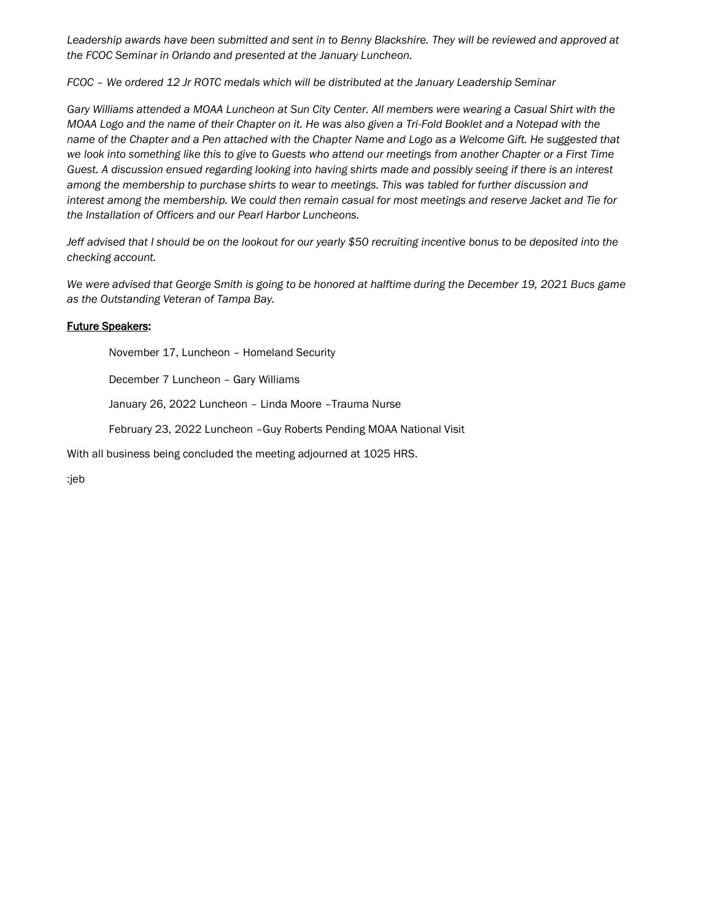*Leadership awards have been submitted and sent in to Benny Blackshire. They will be reviewed and approved at the FCOC Seminar in Orlando and presented at the January Luncheon.*

*FCOC – We ordered 12 Jr ROTC medals which will be distributed at the January Leadership Seminar*

*Gary Williams attended a MOAA Luncheon at Sun City Center. All members were wearing a Casual Shirt with the MOAA Logo and the name of their Chapter on it. He was also given a Tri-Fold Booklet and a Notepad with the name of the Chapter and a Pen attached with the Chapter Name and Logo as a Welcome Gift. He suggested that we look into something like this to give to Guests who attend our meetings from another Chapter or a First Time Guest. A discussion ensued regarding looking into having shirts made and possibly seeing if there is an interest among the membership to purchase shirts to wear to meetings. This was tabled for further discussion and interest among the membership. We could then remain casual for most meetings and reserve Jacket and Tie for the Installation of Officers and our Pearl Harbor Luncheons.*

*Jeff advised that I should be on the lookout for our yearly $50 recruiting incentive bonus to be deposited into the checking account.*

*We were advised that George Smith is going to be honored at halftime during the December 19, 2021 Bucs game as the Outstanding Veteran of Tampa Bay.*

**Future Speakers:**

November 17, Luncheon – Homeland Security

December 7 Luncheon – Gary Williams

January 26, 2022 Luncheon – Linda Moore –Trauma Nurse

February 23, 2022 Luncheon –Guy Roberts Pending MOAA National Visit

With all business being concluded the meeting adjourned at 1025 HRS.

:jeb